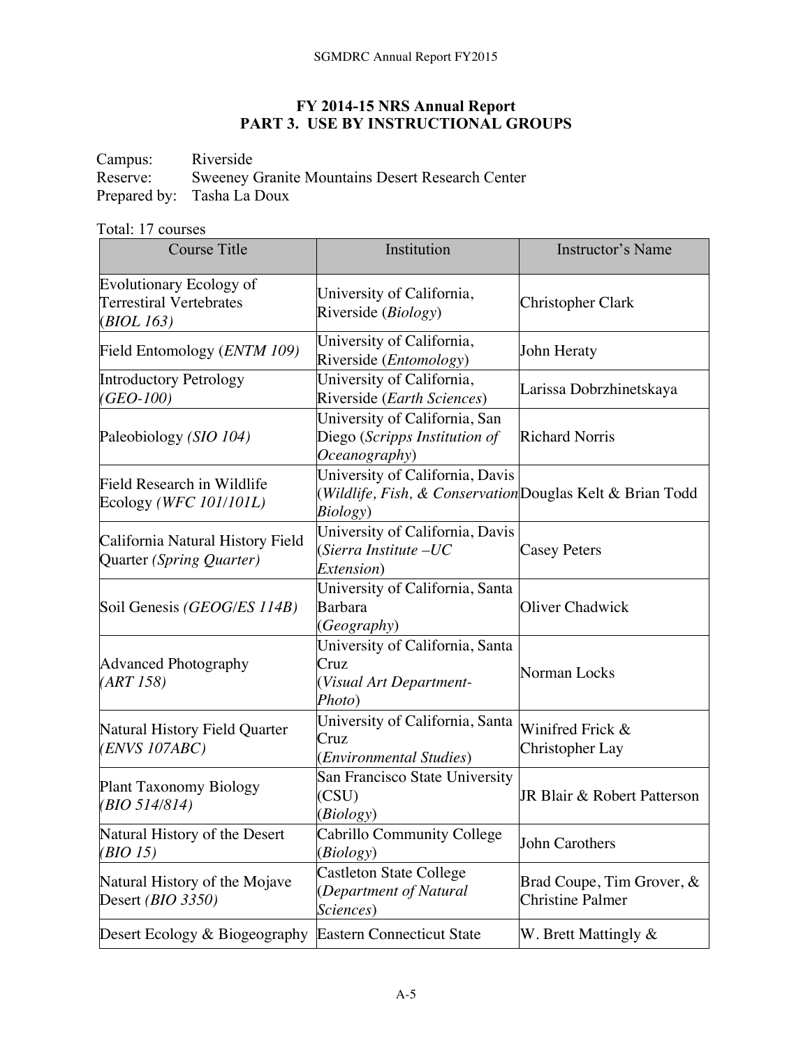## FY 2014-15 NRS Annual Report
## PART 3. USE BY INSTRUCTIONAL GROUPS

Campus: Riverside
Reserve: Sweeney Granite Mountains Desert Research Center
Prepared by: Tasha La Doux

Total: 17 courses

| Course Title | Institution | Instructor's Name |
|---|---|---|
| Evolutionary Ecology of Terrestiral Vertebrates (*BIOL 163)* | University of California, Riverside (*Biology*) | Christopher Clark |
| Field Entomology (*ENTM 109)* | University of California, Riverside (*Entomology*) | John Heraty |
| Introductory Petrology *(GEO-100)* | University of California, Riverside (*Earth Sciences*) | Larissa Dobrzhinetskaya |
| Paleobiology *(SIO 104)* | University of California, San Diego (*Scripps Institution of Oceanography*) | Richard Norris |
| Field Research in Wildlife Ecology *(WFC 101/101L)* | University of California, Davis (*Wildlife, Fish, & Conservation Biology*) | Douglas Kelt & Brian Todd |
| California Natural History Field Quarter *(Spring Quarter)* | University of California, Davis (*Sierra Institute –UC Extension*) | Casey Peters |
| Soil Genesis *(GEOG/ES 114B)* | University of California, Santa Barbara (*Geography*) | Oliver Chadwick |
| Advanced Photography *(ART 158)* | University of California, Santa Cruz (*Visual Art Department-Photo*) | Norman Locks |
| Natural History Field Quarter *(ENVS 107ABC)* | University of California, Santa Cruz (*Environmental Studies*) | Winifred Frick & Christopher Lay |
| Plant Taxonomy Biology *(BIO 514/814)* | San Francisco State University (CSU) (*Biology*) | JR Blair & Robert Patterson |
| Natural History of the Desert *(BIO 15)* | Cabrillo Community College (*Biology*) | John Carothers |
| Natural History of the Mojave Desert *(BIO 3350)* | Castleton State College (*Department of Natural Sciences*) | Brad Coupe, Tim Grover, & Christine Palmer |
| Desert Ecology & Biogeography | Eastern Connecticut State | W. Brett Mattingly & |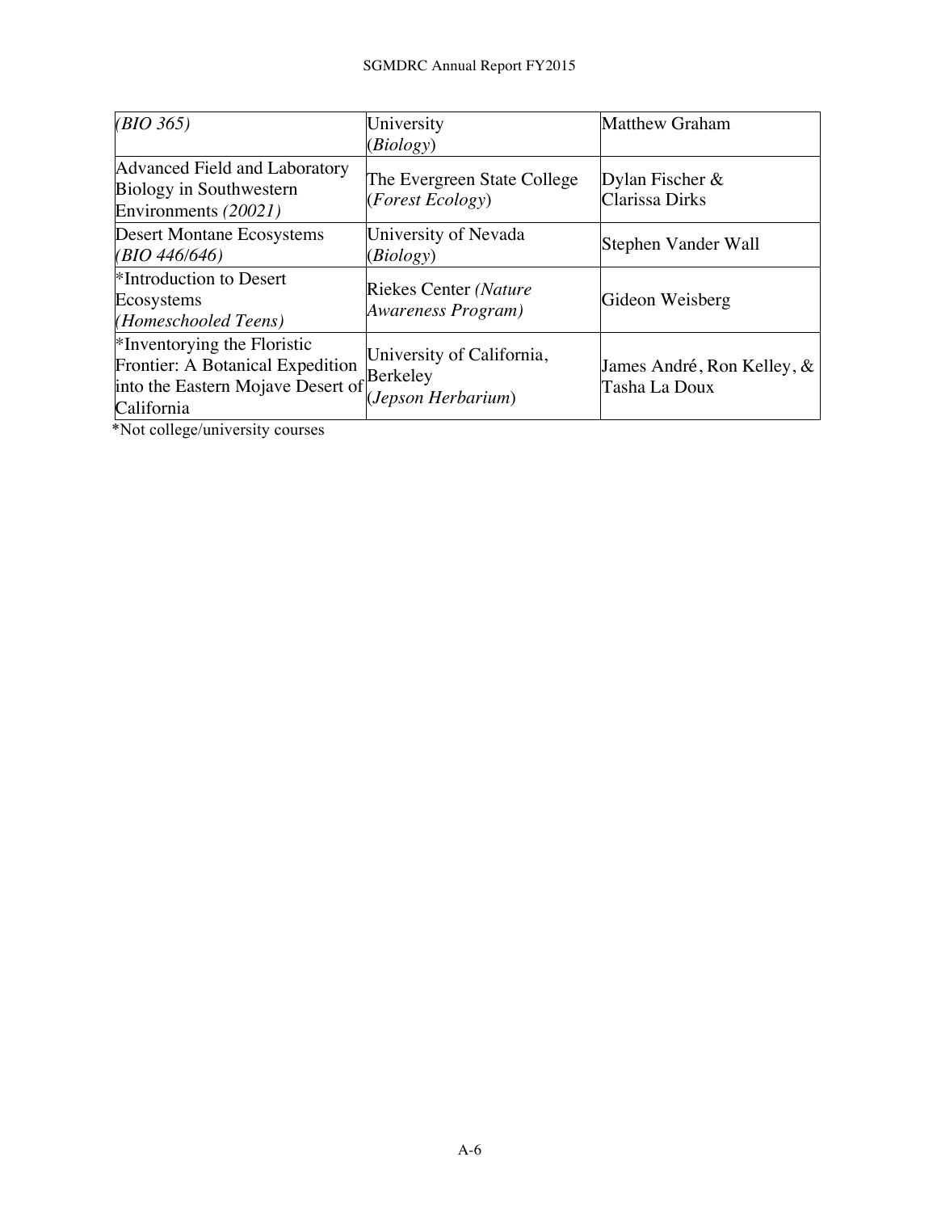| | | |
|---|---|---|
| *(BIO 365)* | University (*Biology*) | Matthew Graham |
| Advanced Field and Laboratory Biology in Southwestern Environments *(20021)* | The Evergreen State College (*Forest Ecology*) | Dylan Fischer & Clarissa Dirks |
| Desert Montane Ecosystems *(BIO 446/646)* | University of Nevada (*Biology*) | Stephen Vander Wall |
| *Introduction to Desert Ecosystems *(Homeschooled Teens)* | Riekes Center *(Nature Awareness Program)* | Gideon Weisberg |
| *Inventorying the Floristic Frontier: A Botanical Expedition into the Eastern Mojave Desert of California | University of California, Berkeley (*Jepson Herbarium*) | James André, Ron Kelley, & Tasha La Doux |

*Not college/university courses